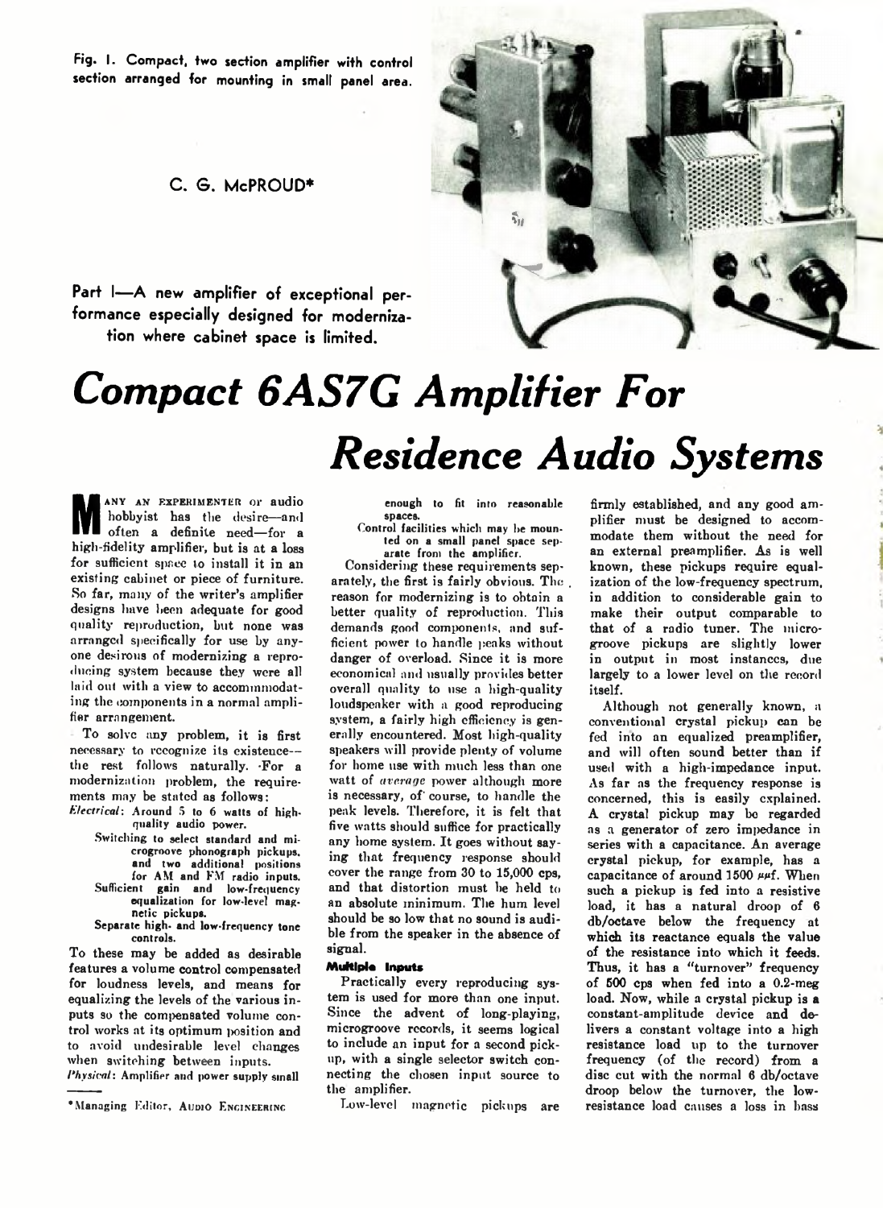Fig. 1. Compact, two section amplifier with control section arranged for mounting in small panel area.

C. G. McPROUD*

**Part I—A new amplifier of exceptional performance especially designed for modernization where cabinet space is limited.**

# Compact 6AS7G Amplifier For Residence Audio Systems

MANY AN EXPERIMENTER or audio hobbyist has the desire—and often a definite need—for a high-fidelity amplifier, but is at a loss for sufficient space to install it in an existing cabinet or piece of furniture. So far, many of the writer's amplifier designs have been adequate for good quality reproduction, but none was arranged specifically for use by anyone desirous of modernizing a reproducing system because they were all laid out with a view to accommodating the components in a normal amplifier arrangement.

To solve any problem, it is first necessary to recognize its existence—the rest follows naturally. For a modernization problem, the requirements may be stated as follows:

*Electrical*: Around 5 to 6 watts of high-quality audio power.

- Switching to select standard and microgroove phonograph pickups, and two additional positions for AM and FM radio inputs.
- Sufficient gain and low-frequency equalization for low-level magnetic pickups.
- Separate high- and low-frequency tone controls.

To these may be added as desirable features a volume control compensated for loudness levels, and means for equalizing the levels of the various inputs so the compensated volume control works at its optimum position and to avoid undesirable level changes when switching between inputs.

*Physical*: Amplifier and power supply small enough to fit into reasonable spaces.

- Control facilities which may be mounted on a small panel space separate from the amplifier.

Considering these requirements separately, the first is fairly obvious. The reason for modernizing is to obtain a better quality of reproduction. This demands good components, and sufficient power to handle peaks without danger of overload. Since it is more economical and usually provides better overall quality to use a high-quality loudspeaker with a good reproducing system, a fairly high efficiency is generally encountered. Most high-quality speakers will provide plenty of volume for home use with much less than one watt of *average* power although more is necessary, of course, to handle the peak levels. Therefore, it is felt that five watts should suffice for practically any home system. It goes without saying that frequency response should cover the range from 30 to 15,000 cps, and that distortion must be held to an absolute minimum. The hum level should be so low that no sound is audible from the speaker in the absence of signal.

### Multiple Inputs

Practically every reproducing system is used for more than one input. Since the advent of long-playing, microgroove records, it seems logical to include an input for a second pickup, with a single selector switch connecting the chosen input source to the amplifier.

Low-level magnetic pickups are firmly established, and any good amplifier must be designed to accommodate them without the need for an external preamplifier. As is well known, these pickups require equalization of the low-frequency spectrum, in addition to considerable gain to make their output comparable to that of a radio tuner. The microgroove pickups are slightly lower in output in most instances, due largely to a lower level on the record itself.

Although not generally known, a conventional crystal pickup can be fed into an equalized preamplifier, and will often sound better than if used with a high-impedance input. As far as the frequency response is concerned, this is easily explained. A crystal pickup may be regarded as a generator of zero impedance in series with a capacitance. An average crystal pickup, for example, has a capacitance of around 1500 $\mu\mu$f. When such a pickup is fed into a resistive load, it has a natural droop of 6 db/octave below the frequency at which its reactance equals the value of the resistance into which it feeds. Thus, it has a "turnover" frequency of 500 cps when fed into a 0.2-meg load. Now, while a crystal pickup is a constant-amplitude device and delivers a constant voltage into a high resistance load up to the turnover frequency (of the record) from a disc cut with the normal 6 db/octave droop below the turnover, the low-resistance load causes a loss in bass

*Managing Editor, AUDIO ENGINEERING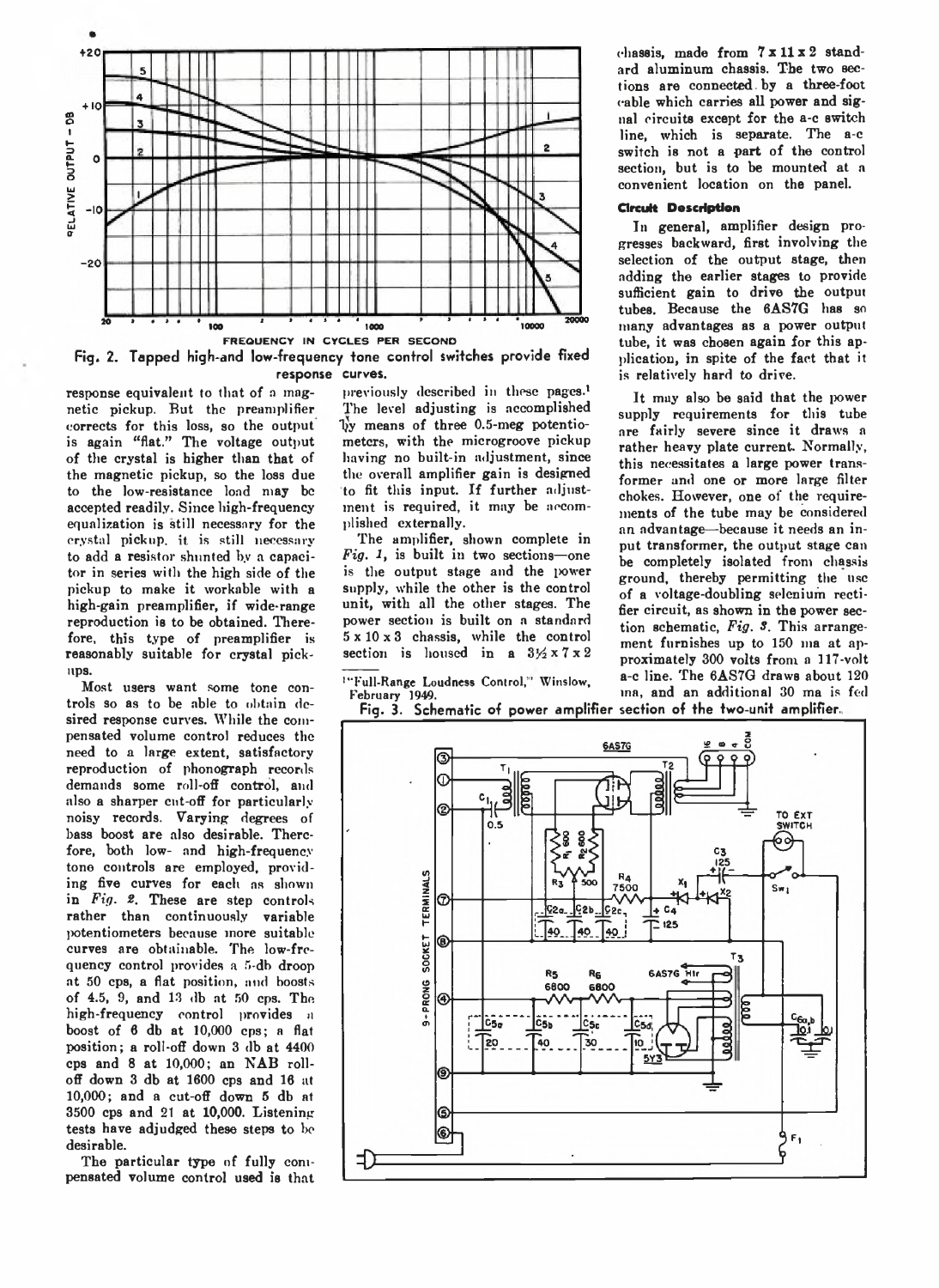Fig. 2. Tapped high-and low-frequency tone control switches provide fixed response curves.

response equivalent to that of a magnetic pickup. But the preamplifier corrects for this loss, so the output is again "flat." The voltage output of the crystal is higher than that of the magnetic pickup, so the loss due to the low-resistance load may be accepted readily. Since high-frequency equalization is still necessary for the crystal pickup, it is still necessary to add a resistor shunted by a capacitor in series with the high side of the pickup to make it workable with a high-gain preamplifier, if wide-range reproduction is to be obtained. Therefore, this type of preamplifier is reasonably suitable for crystal pickups.

Most users want some tone controls so as to be able to obtain desired response curves. While the compensated volume control reduces the need to a large extent, satisfactory reproduction of phonograph records demands some roll-off control, and also a sharper cut-off for particularly noisy records. Varying degrees of bass boost are also desirable. Therefore, both low- and high-frequency tone controls are employed, providing five curves for each as shown in *Fig. 2.* These are step controls rather than continuously variable potentiometers because more suitable curves are obtainable. The low-frequency control provides a 5-db droop at 50 cps, a flat position, and boosts of 4.5, 9, and 13 db at 50 cps. The high-frequency control provides a boost of 6 db at 10,000 cps; a flat position; a roll-off down 3 db at 4400 cps and 8 at 10,000; an NAB roll-off down 3 db at 1600 cps and 16 at 10,000; and a cut-off down 5 db at 3500 cps and 21 at 10,000. Listening tests have adjudged these steps to be desirable.

The particular type of fully compensated volume control used is that previously described in these pages.[1] The level adjusting is accomplished by means of three 0.5-meg potentiometers, with the microgroove pickup having no built-in adjustment, since the overall amplifier gain is designed to fit this input. If further adjustment is required, it may be accomplished externally.

The amplifier, shown complete in *Fig. 1*, is built in two sections—one is the output stage and the power supply, while the other is the control unit, with all the other stages. The power section is built on a standard 5 x 10 x 3 chassis, while the control section is housed in a 3½ x 7 x 2 chassis, made from 7 x 11 x 2 standard aluminum chassis. The two sections are connected by a three-foot cable which carries all power and signal circuits except for the a-c switch line, which is separate. The a-c switch is not a part of the control section, but is to be mounted at a convenient location on the panel.

[1] "Full-Range Loudness Control," Winslow, February 1949.

### Circuit Description

In general, amplifier design progresses backward, first involving the selection of the output stage, then adding the earlier stages to provide sufficient gain to drive the output tubes. Because the 6AS7G has so many advantages as a power output tube, it was chosen again for this application, in spite of the fact that it is relatively hard to drive.

It may also be said that the power supply requirements for this tube are fairly severe since it draws a rather heavy plate current. Normally, this necessitates a large power transformer and one or more large filter chokes. However, one of the requirements of the tube may be considered an advantage—because it needs an input transformer, the output stage can be completely isolated from chassis ground, thereby permitting the use of a voltage-doubling selenium rectifier circuit, as shown in the power section schematic, *Fig. 3*. This arrangement furnishes up to 150 ma at approximately 300 volts from a 117-volt a-c line. The 6AS7G draws about 120 ma, and an additional 30 ma is fed

Fig. 3. Schematic of power amplifier section of the two-unit amplifier.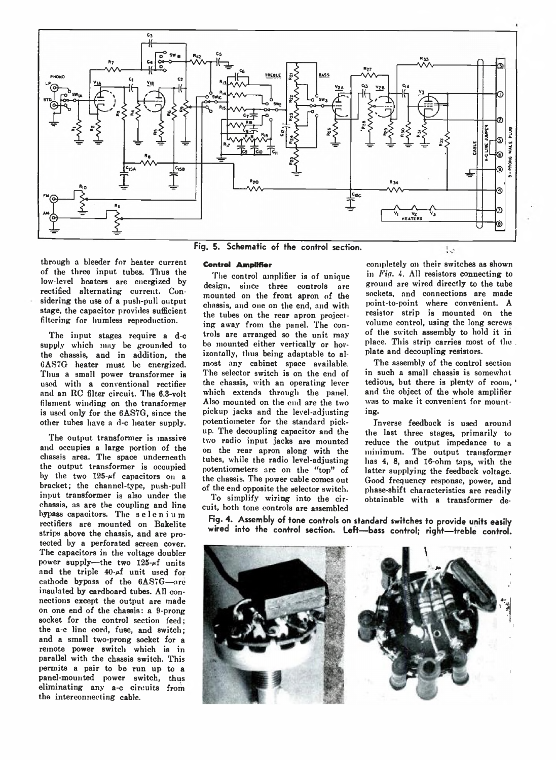Fig. 5. Schematic of the control section.

through a bleeder for heater current of the three input tubes. Thus the low-level heaters are energized by rectified alternating current. Considering the use of a push-pull output stage, the capacitor provides sufficient filtering for humless reproduction.

The input stages require a d-c supply which may be grounded to the chassis, and in addition, the 6AS7G heater must be energized. Thus a small power transformer is used with a conventional rectifier and an RC filter circuit. The 6.3-volt filament winding on the transformer is used only for the 6AS7G, since the other tubes have a d-c heater supply.

The output transformer is massive and occupies a large portion of the chassis area. The space underneath the output transformer is occupied by the two 125-μf capacitors on a bracket; the channel-type, push-pull input transformer is also under the chassis, as are the coupling and line bypass capacitors. The selenium rectifiers are mounted on Bakelite strips above the chassis, and are protected by a perforated screen cover. The capacitors in the voltage doubler power supply—the two 125-μf units and the triple 40-μf unit used for cathode bypass of the 6AS7G—are insulated by cardboard tubes. All connections except the output are made on one end of the chassis: a 9-prong socket for the control section feed; the a-c line cord, fuse, and switch; and a small two-prong socket for a remote power switch which is in parallel with the chassis switch. This permits a pair to be run up to a panel-mounted power switch, thus eliminating any a-c circuits from the interconnecting cable.

#### Control Amplifier

The control amplifier is of unique design, since three controls are mounted on the front apron of the chassis, and one on the end, and with the tubes on the rear apron projecting away from the panel. The controls are arranged so the unit may be mounted either vertically or horizontally, thus being adaptable to almost any cabinet space available. The selector switch is on the end of the chassis, with an operating lever which extends through the panel. Also mounted on the end are the two pickup jacks and the level-adjusting potentiometer for the standard pickup. The decoupling capacitor and the two radio input jacks are mounted on the rear apron along with the tubes, while the radio level-adjusting potentiometers are on the "top" of the chassis. The power cable comes out of the end opposite the selector switch.

To simplify wiring into the circuit, both tone controls are assembled completely on their switches as shown in *Fig. 4*. All resistors connecting to ground are wired directly to the tube sockets, and connections are made point-to-point where convenient. A resistor strip is mounted on the volume control, using the long screws of the switch assembly to hold it in place. This strip carries most of the plate and decoupling resistors.

The assembly of the control section in such a small chassis is somewhat tedious, but there is plenty of room, and the object of the whole amplifier was to make it convenient for mounting.

Inverse feedback is used around the last three stages, primarily to reduce the output impedance to a minimum. The output transformer has 4, 8, and 16-ohm taps, with the latter supplying the feedback voltage. Good frequency response, power, and phase-shift characteristics are readily obtainable with a transformer de-

Fig. 4. Assembly of tone controls on standard switches to provide units easily wired into the control section. Left—bass control; right—treble control.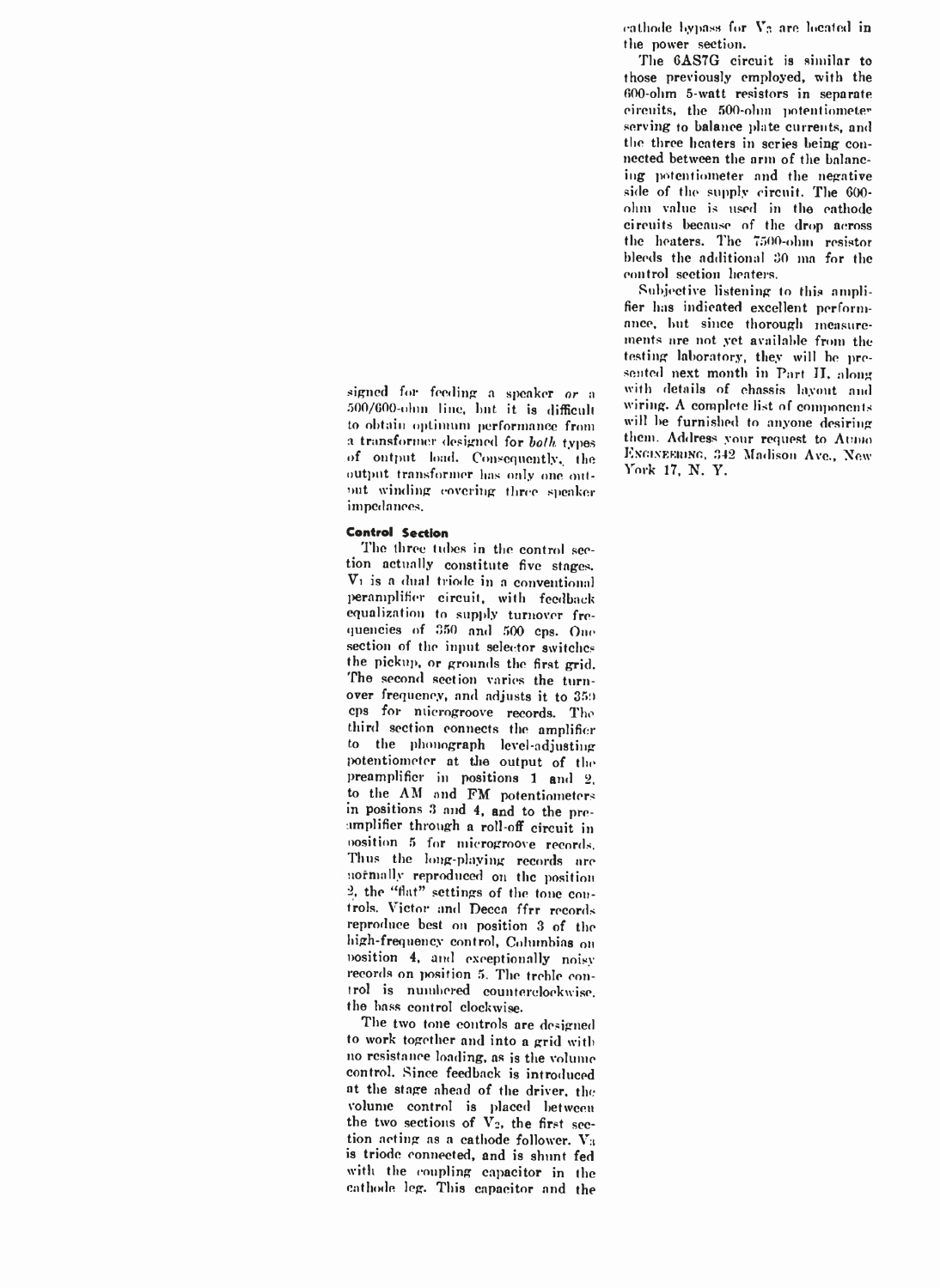signed for feeding a speaker *or* a 500/600-ohm line, but it is difficult to obtain optimum performance from a transformer designed for *both* types of output load. Consequently, the output transformer has only one output winding covering three speaker impedances.

**Control Section**

The three tubes in the control section actually constitute five stages. $V_1$ is a dual triode in a conventional preamplifier circuit, with feedback equalization to supply turnover frequencies of 350 and 500 cps. One section of the input selector switches the pickup, or grounds the first grid. The second section varies the turnover frequency, and adjusts it to 350 cps for microgroove records. The third section connects the amplifier to the phonograph level-adjusting potentiometer at the output of the preamplifier in positions 1 and 2, to the AM and FM potentiometers in positions 3 and 4, and to the preamplifier through a roll-off circuit in position 5 for microgroove records. Thus the long-playing records are normally reproduced on the position 2, the "flat" settings of the tone controls. Victor and Decca ffrr records reproduce best on position 3 of the high-frequency control, Columbias on position 4, and exceptionally noisy records on position 5. The treble control is numbered counterclockwise, the bass control clockwise.

The two tone controls are designed to work together and into a grid with no resistance loading, as is the volume control. Since feedback is introduced at the stage ahead of the driver, the volume control is placed between the two sections of $V_2$, the first section acting as a cathode follower. $V_3$ is triode connected, and is shunt fed with the coupling capacitor in the cathode leg. This capacitor and the cathode bypass for $V_3$ are located in the power section.

The 6AS7G circuit is similar to those previously employed, with the 600-ohm 5-watt resistors in separate circuits, the 500-ohm potentiometer serving to balance plate currents, and the three heaters in series being connected between the arm of the balancing potentiometer and the negative side of the supply circuit. The 600-ohm value is used in the cathode circuits because of the drop across the heaters. The 7500-ohm resistor bleeds the additional 30 ma for the control section heaters.

Subjective listening to this amplifier has indicated excellent performance, but since thorough measurements are not yet available from the testing laboratory, they will be presented next month in Part II, along with details of chassis layout and wiring. A complete list of components will be furnished to anyone desiring them. Address your request to AUDIO ENGINEERING, 342 Madison Ave., New York 17, N. Y.